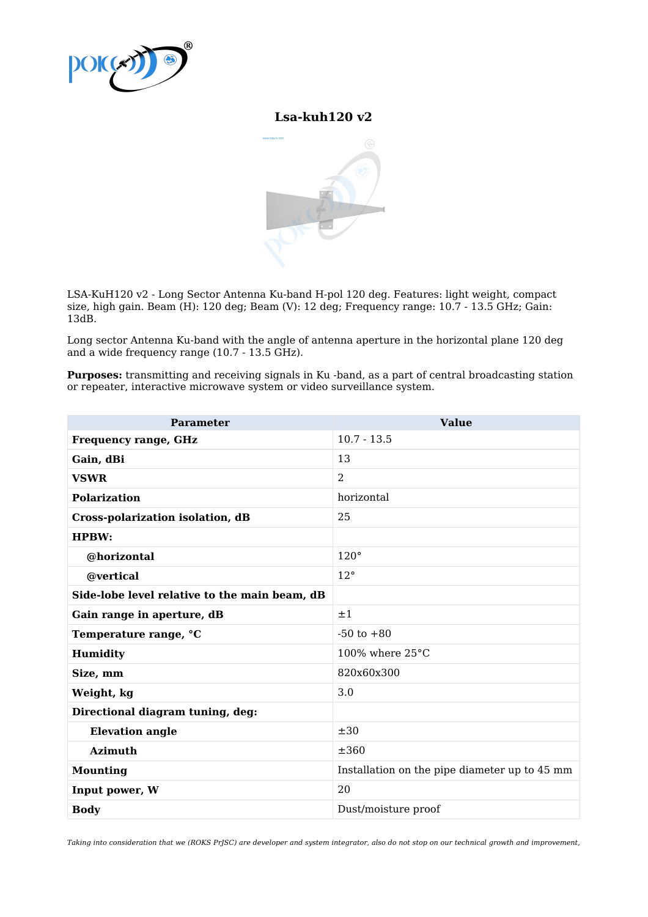# Lsa-kuh120 v2

LSA-KuH120 v2 - Long Sector Antenna Ku-band H-pol 120 deg. Features: light weight, compact size, high gain. Beam (H): 120 deg; Beam (V): 12 deg; Frequency range: 10.7 - 13.5 GHz; Gain: 13dB.

Long sector Antenna Ku-band with the angle of antenna aperture in the horizontal plane 120 deg and a wide frequency range (10.7 - 13.5 GHz).

**Purposes:** transmitting and receiving signals in Ku -band, as a part of central broadcasting station or repeater, interactive microwave system or video surveillance system.

| Parameter | Value |
|---|---|
| **Frequency range, GHz** | 10.7 - 13.5 |
| **Gain, dBi** | 13 |
| **VSWR** | 2 |
| **Polarization** | horizontal |
| **Cross-polarization isolation, dB** | 25 |
| **HPBW:** | |
| **@horizontal** | 120° |
| **@vertical** | 12° |
| **Side-lobe level relative to the main beam, dB** | |
| **Gain range in aperture, dB** | ±1 |
| **Temperature range, °C** | -50 to +80 |
| **Humidity** | 100% where 25°C |
| **Size, mm** | 820x60x300 |
| **Weight, kg** | 3.0 |
| **Directional diagram tuning, deg:** | |
| **Elevation angle** | ±30 |
| **Azimuth** | ±360 |
| **Mounting** | Installation on the pipe diameter up to 45 mm |
| **Input power, W** | 20 |
| **Body** | Dust/moisture proof |

*Taking into consideration that we (ROKS PrJSC) are developer and system integrator, also do not stop on our technical growth and improvement,*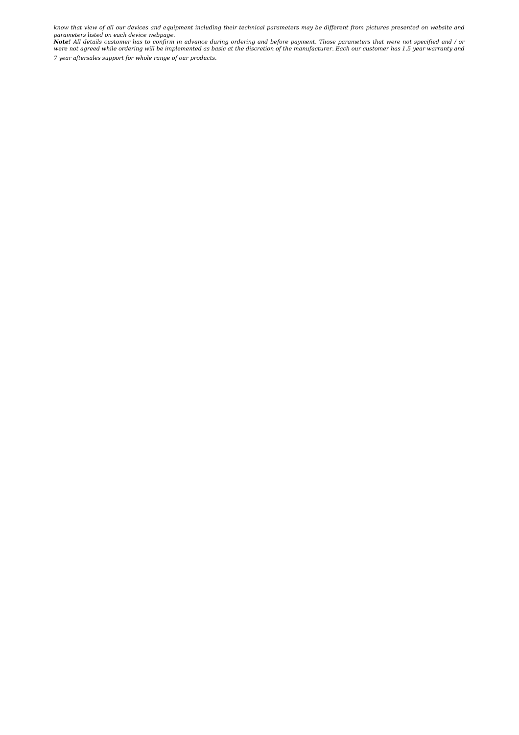*know that view of all our devices and equipment including their technical parameters may be different from pictures presented on website and parameters listed on each device webpage.*

***Note!*** *All details customer has to confirm in advance during ordering and before payment. Those parameters that were not specified and / or were not agreed while ordering will be implemented as basic at the discretion of the manufacturer. Each our customer has 1.5 year warranty and 7 year aftersales support for whole range of our products.*